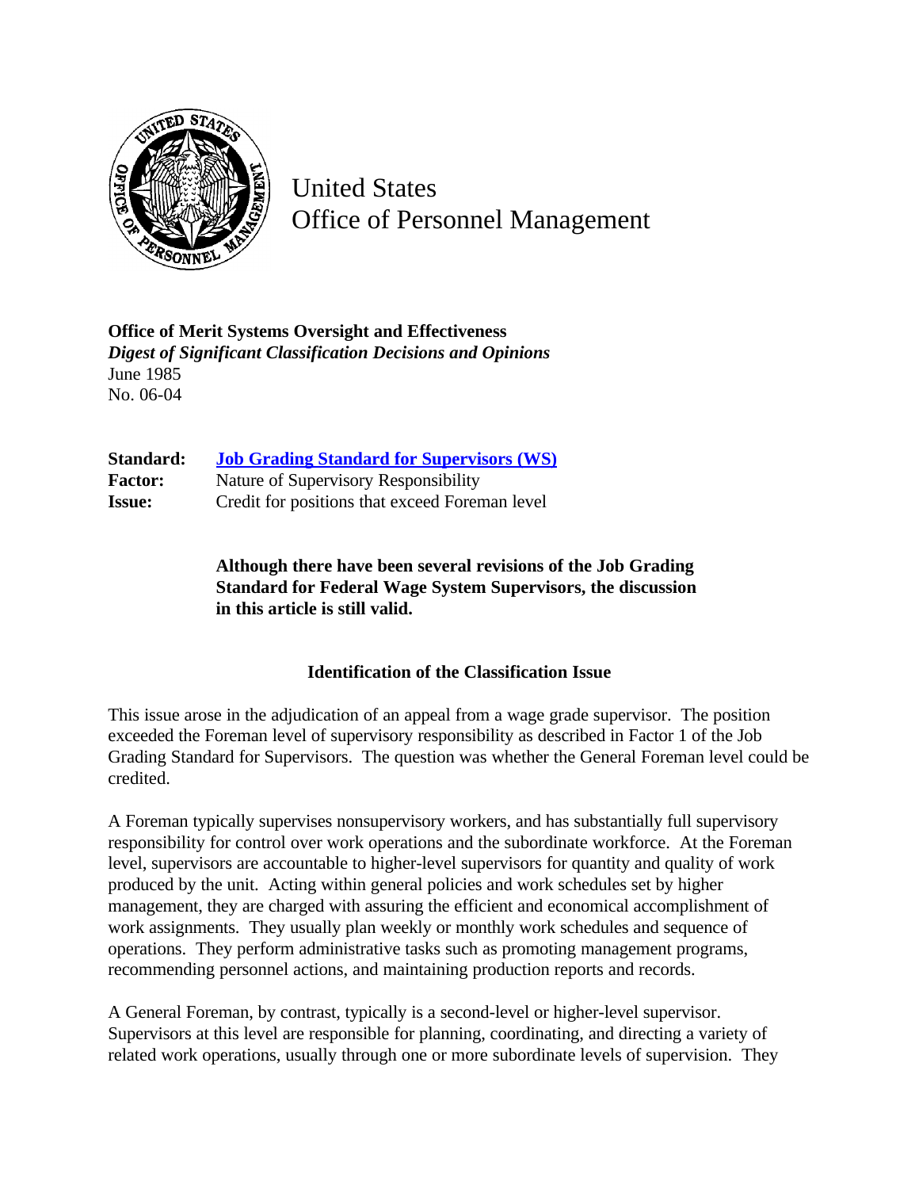# United States Office of Personnel Management

**Office of Merit Systems Oversight and Effectiveness**
***Digest of Significant Classification Decisions and Opinions***
June 1985
No. 06-04

**Standard:** [Job Grading Standard for Supervisors (WS)]()
**Factor:** Nature of Supervisory Responsibility
**Issue:** Credit for positions that exceed Foreman level

> **Although there have been several revisions of the Job Grading Standard for Federal Wage System Supervisors, the discussion in this article is still valid.**

## Identification of the Classification Issue

This issue arose in the adjudication of an appeal from a wage grade supervisor. The position exceeded the Foreman level of supervisory responsibility as described in Factor 1 of the Job Grading Standard for Supervisors. The question was whether the General Foreman level could be credited.

A Foreman typically supervises nonsupervisory workers, and has substantially full supervisory responsibility for control over work operations and the subordinate workforce. At the Foreman level, supervisors are accountable to higher-level supervisors for quantity and quality of work produced by the unit. Acting within general policies and work schedules set by higher management, they are charged with assuring the efficient and economical accomplishment of work assignments. They usually plan weekly or monthly work schedules and sequence of operations. They perform administrative tasks such as promoting management programs, recommending personnel actions, and maintaining production reports and records.

A General Foreman, by contrast, typically is a second-level or higher-level supervisor. Supervisors at this level are responsible for planning, coordinating, and directing a variety of related work operations, usually through one or more subordinate levels of supervision. They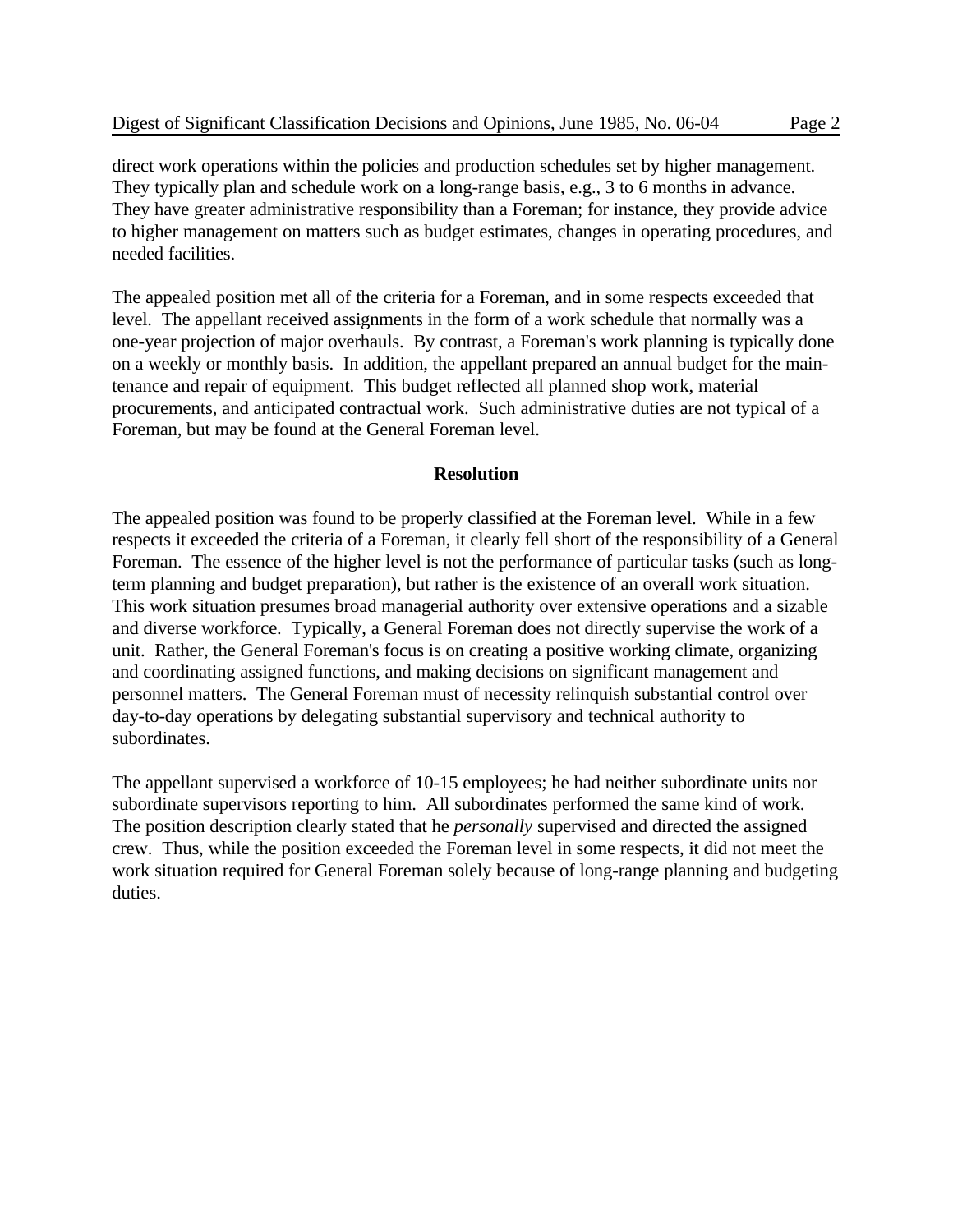direct work operations within the policies and production schedules set by higher management. They typically plan and schedule work on a long-range basis, e.g., 3 to 6 months in advance. They have greater administrative responsibility than a Foreman; for instance, they provide advice to higher management on matters such as budget estimates, changes in operating procedures, and needed facilities.

The appealed position met all of the criteria for a Foreman, and in some respects exceeded that level. The appellant received assignments in the form of a work schedule that normally was a one-year projection of major overhauls. By contrast, a Foreman's work planning is typically done on a weekly or monthly basis. In addition, the appellant prepared an annual budget for the maintenance and repair of equipment. This budget reflected all planned shop work, material procurements, and anticipated contractual work. Such administrative duties are not typical of a Foreman, but may be found at the General Foreman level.

### Resolution

The appealed position was found to be properly classified at the Foreman level. While in a few respects it exceeded the criteria of a Foreman, it clearly fell short of the responsibility of a General Foreman. The essence of the higher level is not the performance of particular tasks (such as long-term planning and budget preparation), but rather is the existence of an overall work situation. This work situation presumes broad managerial authority over extensive operations and a sizable and diverse workforce. Typically, a General Foreman does not directly supervise the work of a unit. Rather, the General Foreman's focus is on creating a positive working climate, organizing and coordinating assigned functions, and making decisions on significant management and personnel matters. The General Foreman must of necessity relinquish substantial control over day-to-day operations by delegating substantial supervisory and technical authority to subordinates.

The appellant supervised a workforce of 10-15 employees; he had neither subordinate units nor subordinate supervisors reporting to him. All subordinates performed the same kind of work. The position description clearly stated that he *personally* supervised and directed the assigned crew. Thus, while the position exceeded the Foreman level in some respects, it did not meet the work situation required for General Foreman solely because of long-range planning and budgeting duties.